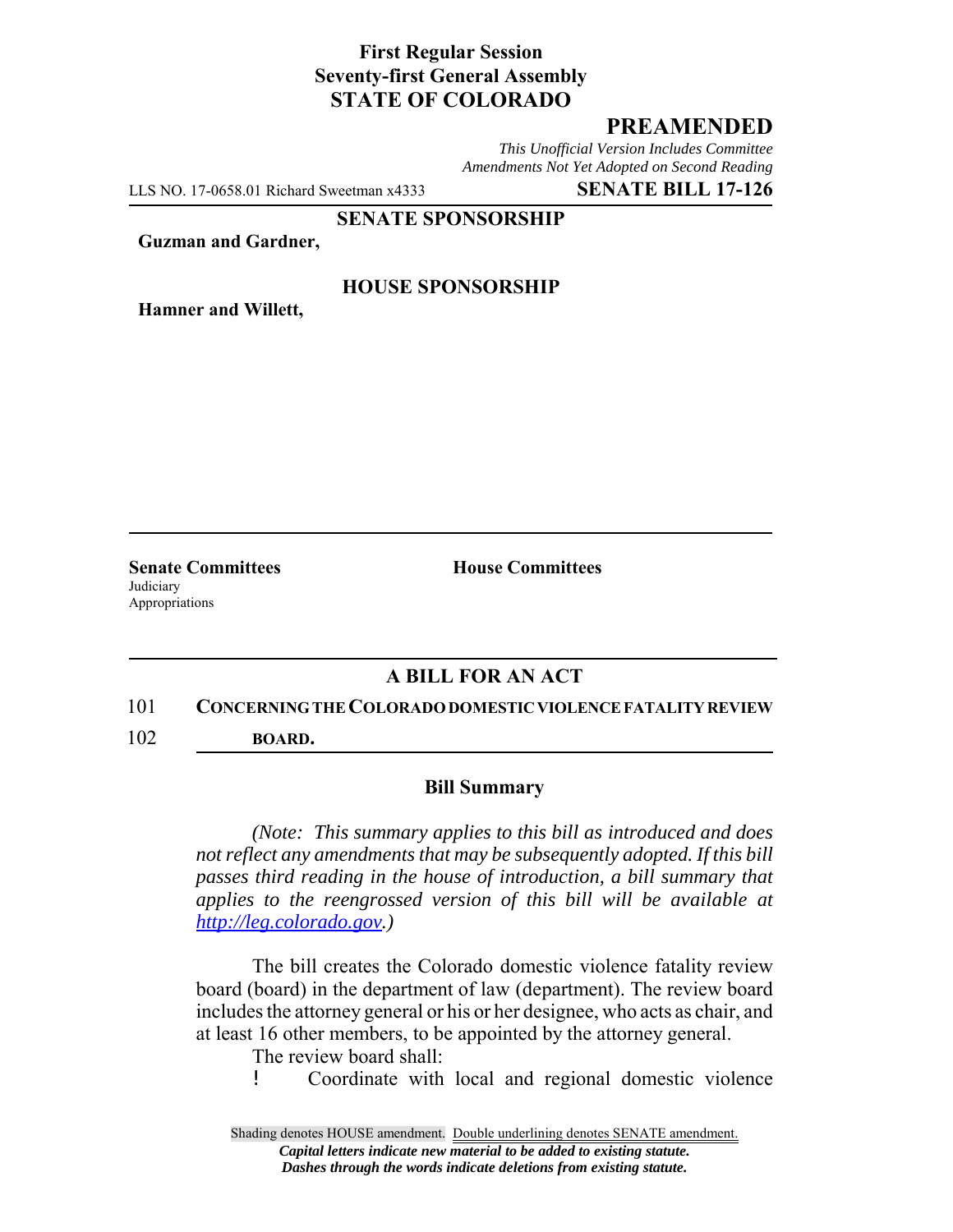**First Regular Session**
**Seventy-first General Assembly**
**STATE OF COLORADO**

## PREAMENDED

*This Unofficial Version Includes Committee Amendments Not Yet Adopted on Second Reading*

LLS NO. 17-0658.01 Richard Sweetman x4333 **SENATE BILL 17-126**

**SENATE SPONSORSHIP**

**Guzman and Gardner,**

**HOUSE SPONSORSHIP**

**Hamner and Willett,**

**Senate Committees**
Judiciary
Appropriations

**House Committees**

### A BILL FOR AN ACT

101 **CONCERNING THE COLORADO DOMESTIC VIOLENCE FATALITY REVIEW**
102 **BOARD.**

### Bill Summary

*(Note: This summary applies to this bill as introduced and does not reflect any amendments that may be subsequently adopted. If this bill passes third reading in the house of introduction, a bill summary that applies to the reengrossed version of this bill will be available at http://leg.colorado.gov.)*

The bill creates the Colorado domestic violence fatality review board (board) in the department of law (department). The review board includes the attorney general or his or her designee, who acts as chair, and at least 16 other members, to be appointed by the attorney general.

The review board shall:

- Coordinate with local and regional domestic violence

Shading denotes HOUSE amendment. Double underlining denotes SENATE amendment.
*Capital letters indicate new material to be added to existing statute.*
*Dashes through the words indicate deletions from existing statute.*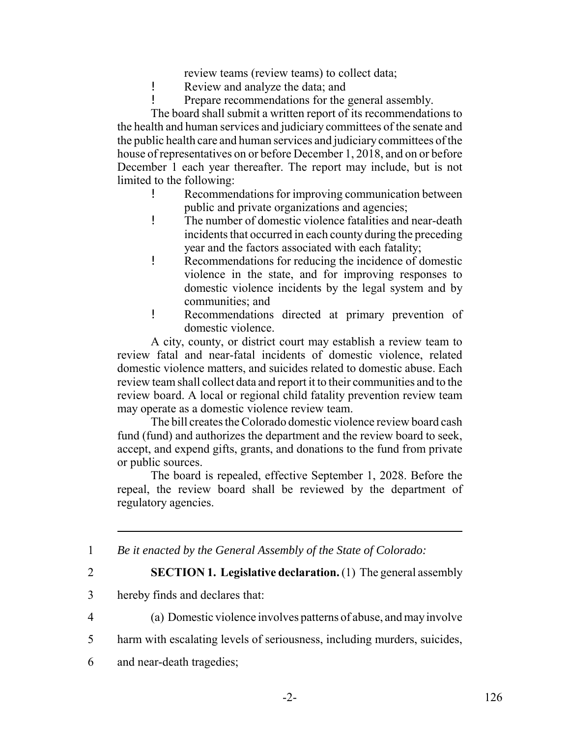review teams (review teams) to collect data;

- Review and analyze the data; and
- Prepare recommendations for the general assembly.

The board shall submit a written report of its recommendations to the health and human services and judiciary committees of the senate and the public health care and human services and judiciary committees of the house of representatives on or before December 1, 2018, and on or before December 1 each year thereafter. The report may include, but is not limited to the following:

- Recommendations for improving communication between public and private organizations and agencies;
- The number of domestic violence fatalities and near-death incidents that occurred in each county during the preceding year and the factors associated with each fatality;
- Recommendations for reducing the incidence of domestic violence in the state, and for improving responses to domestic violence incidents by the legal system and by communities; and
- Recommendations directed at primary prevention of domestic violence.

A city, county, or district court may establish a review team to review fatal and near-fatal incidents of domestic violence, related domestic violence matters, and suicides related to domestic abuse. Each review team shall collect data and report it to their communities and to the review board. A local or regional child fatality prevention review team may operate as a domestic violence review team.

The bill creates the Colorado domestic violence review board cash fund (fund) and authorizes the department and the review board to seek, accept, and expend gifts, grants, and donations to the fund from private or public sources.

The board is repealed, effective September 1, 2028. Before the repeal, the review board shall be reviewed by the department of regulatory agencies.

---

1 *Be it enacted by the General Assembly of the State of Colorado:*

2 **SECTION 1. Legislative declaration.** (1) The general assembly

3 hereby finds and declares that:

4 (a) Domestic violence involves patterns of abuse, and may involve

5 harm with escalating levels of seriousness, including murders, suicides,

6 and near-death tragedies;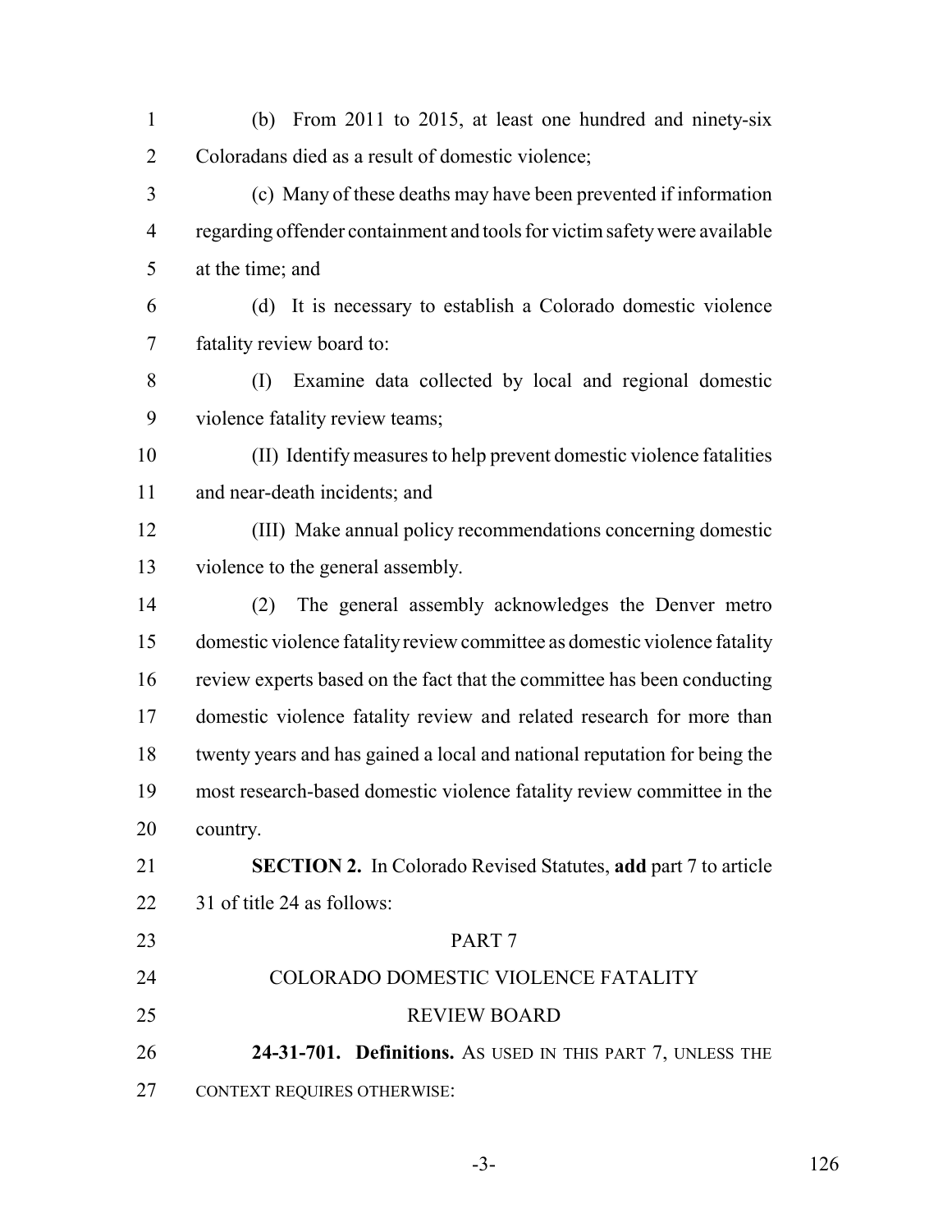(b) From 2011 to 2015, at least one hundred and ninety-six Coloradans died as a result of domestic violence;

(c) Many of these deaths may have been prevented if information regarding offender containment and tools for victim safety were available at the time; and

(d) It is necessary to establish a Colorado domestic violence fatality review board to:

(I) Examine data collected by local and regional domestic violence fatality review teams;

(II) Identify measures to help prevent domestic violence fatalities and near-death incidents; and

(III) Make annual policy recommendations concerning domestic violence to the general assembly.

(2) The general assembly acknowledges the Denver metro domestic violence fatality review committee as domestic violence fatality review experts based on the fact that the committee has been conducting domestic violence fatality review and related research for more than twenty years and has gained a local and national reputation for being the most research-based domestic violence fatality review committee in the country.

**SECTION 2.** In Colorado Revised Statutes, **add** part 7 to article 31 of title 24 as follows:

PART 7

COLORADO DOMESTIC VIOLENCE FATALITY REVIEW BOARD

**24-31-701. Definitions.** AS USED IN THIS PART 7, UNLESS THE CONTEXT REQUIRES OTHERWISE: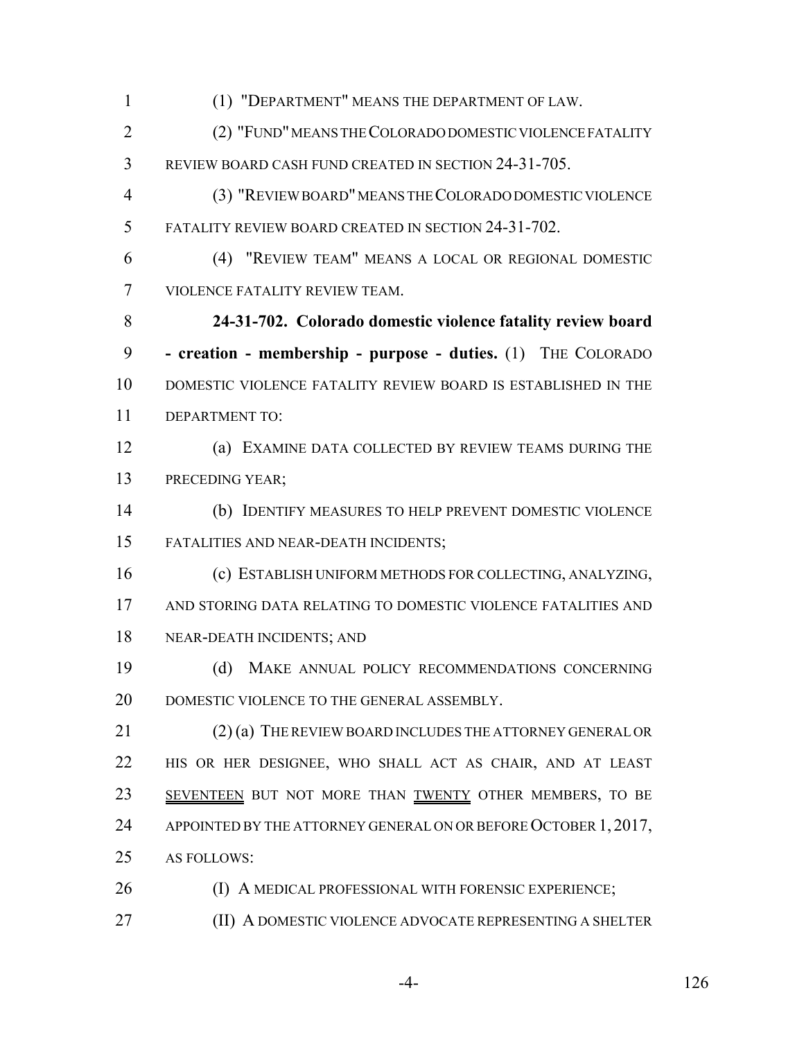(1) "DEPARTMENT" MEANS THE DEPARTMENT OF LAW.

(2) "FUND" MEANS THE COLORADO DOMESTIC VIOLENCE FATALITY REVIEW BOARD CASH FUND CREATED IN SECTION 24-31-705.

(3) "REVIEW BOARD" MEANS THE COLORADO DOMESTIC VIOLENCE FATALITY REVIEW BOARD CREATED IN SECTION 24-31-702.

(4) "REVIEW TEAM" MEANS A LOCAL OR REGIONAL DOMESTIC VIOLENCE FATALITY REVIEW TEAM.

**24-31-702. Colorado domestic violence fatality review board - creation - membership - purpose - duties.** (1) THE COLORADO DOMESTIC VIOLENCE FATALITY REVIEW BOARD IS ESTABLISHED IN THE DEPARTMENT TO:

(a) EXAMINE DATA COLLECTED BY REVIEW TEAMS DURING THE PRECEDING YEAR;

(b) IDENTIFY MEASURES TO HELP PREVENT DOMESTIC VIOLENCE FATALITIES AND NEAR-DEATH INCIDENTS;

(c) ESTABLISH UNIFORM METHODS FOR COLLECTING, ANALYZING, AND STORING DATA RELATING TO DOMESTIC VIOLENCE FATALITIES AND NEAR-DEATH INCIDENTS; AND

(d) MAKE ANNUAL POLICY RECOMMENDATIONS CONCERNING DOMESTIC VIOLENCE TO THE GENERAL ASSEMBLY.

(2) (a) THE REVIEW BOARD INCLUDES THE ATTORNEY GENERAL OR HIS OR HER DESIGNEE, WHO SHALL ACT AS CHAIR, AND AT LEAST SEVENTEEN BUT NOT MORE THAN TWENTY OTHER MEMBERS, TO BE APPOINTED BY THE ATTORNEY GENERAL ON OR BEFORE OCTOBER 1, 2017, AS FOLLOWS:

(I) A MEDICAL PROFESSIONAL WITH FORENSIC EXPERIENCE;

(II) A DOMESTIC VIOLENCE ADVOCATE REPRESENTING A SHELTER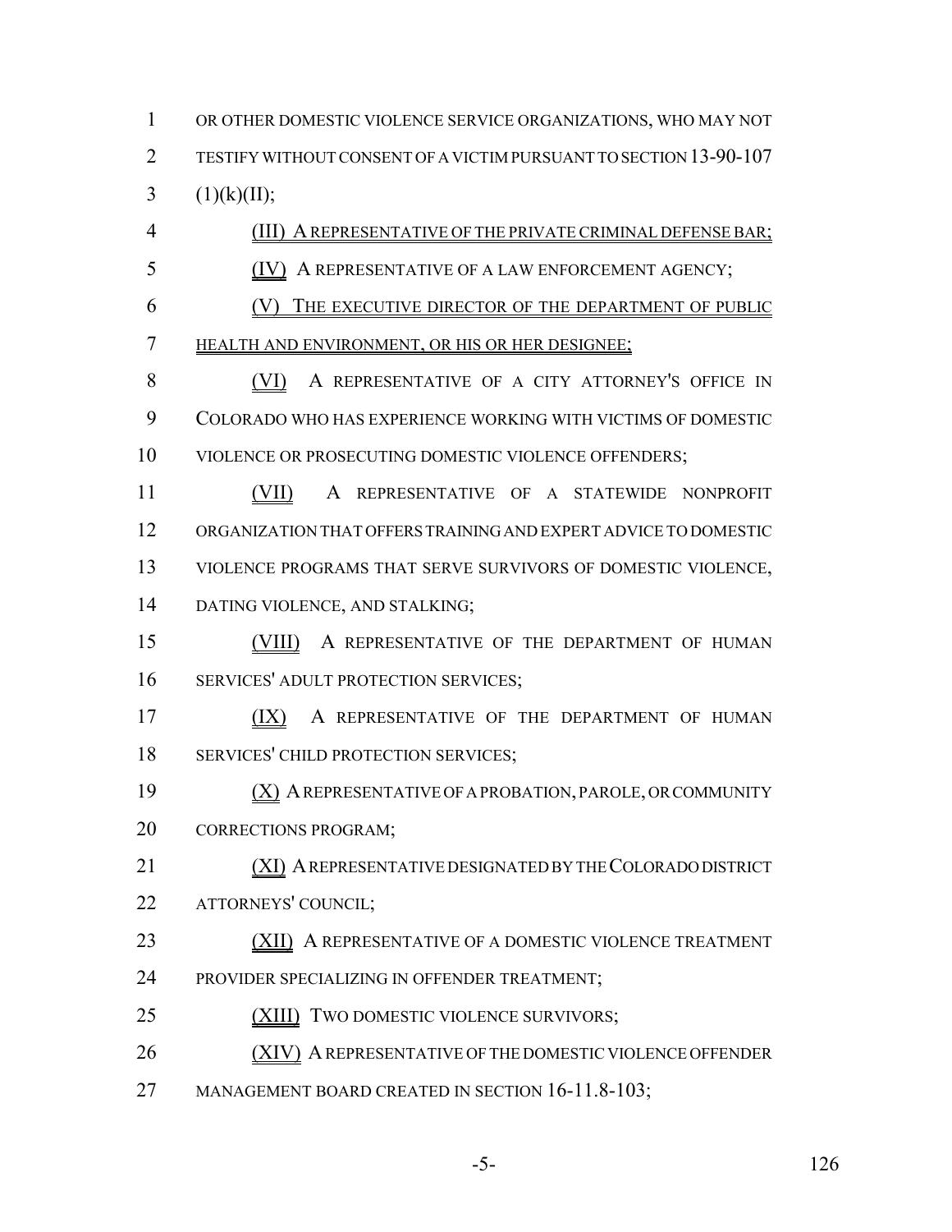OR OTHER DOMESTIC VIOLENCE SERVICE ORGANIZATIONS, WHO MAY NOT TESTIFY WITHOUT CONSENT OF A VICTIM PURSUANT TO SECTION 13-90-107 (1)(k)(II);

(III) A REPRESENTATIVE OF THE PRIVATE CRIMINAL DEFENSE BAR;

(IV) A REPRESENTATIVE OF A LAW ENFORCEMENT AGENCY;

(V) THE EXECUTIVE DIRECTOR OF THE DEPARTMENT OF PUBLIC HEALTH AND ENVIRONMENT, OR HIS OR HER DESIGNEE;

(VI) A REPRESENTATIVE OF A CITY ATTORNEY'S OFFICE IN COLORADO WHO HAS EXPERIENCE WORKING WITH VICTIMS OF DOMESTIC VIOLENCE OR PROSECUTING DOMESTIC VIOLENCE OFFENDERS;

(VII) A REPRESENTATIVE OF A STATEWIDE NONPROFIT ORGANIZATION THAT OFFERS TRAINING AND EXPERT ADVICE TO DOMESTIC VIOLENCE PROGRAMS THAT SERVE SURVIVORS OF DOMESTIC VIOLENCE, DATING VIOLENCE, AND STALKING;

(VIII) A REPRESENTATIVE OF THE DEPARTMENT OF HUMAN SERVICES' ADULT PROTECTION SERVICES;

(IX) A REPRESENTATIVE OF THE DEPARTMENT OF HUMAN SERVICES' CHILD PROTECTION SERVICES;

(X) A REPRESENTATIVE OF A PROBATION, PAROLE, OR COMMUNITY CORRECTIONS PROGRAM;

(XI) A REPRESENTATIVE DESIGNATED BY THE COLORADO DISTRICT ATTORNEYS' COUNCIL;

(XII) A REPRESENTATIVE OF A DOMESTIC VIOLENCE TREATMENT PROVIDER SPECIALIZING IN OFFENDER TREATMENT;

(XIII) TWO DOMESTIC VIOLENCE SURVIVORS;

(XIV) A REPRESENTATIVE OF THE DOMESTIC VIOLENCE OFFENDER MANAGEMENT BOARD CREATED IN SECTION 16-11.8-103;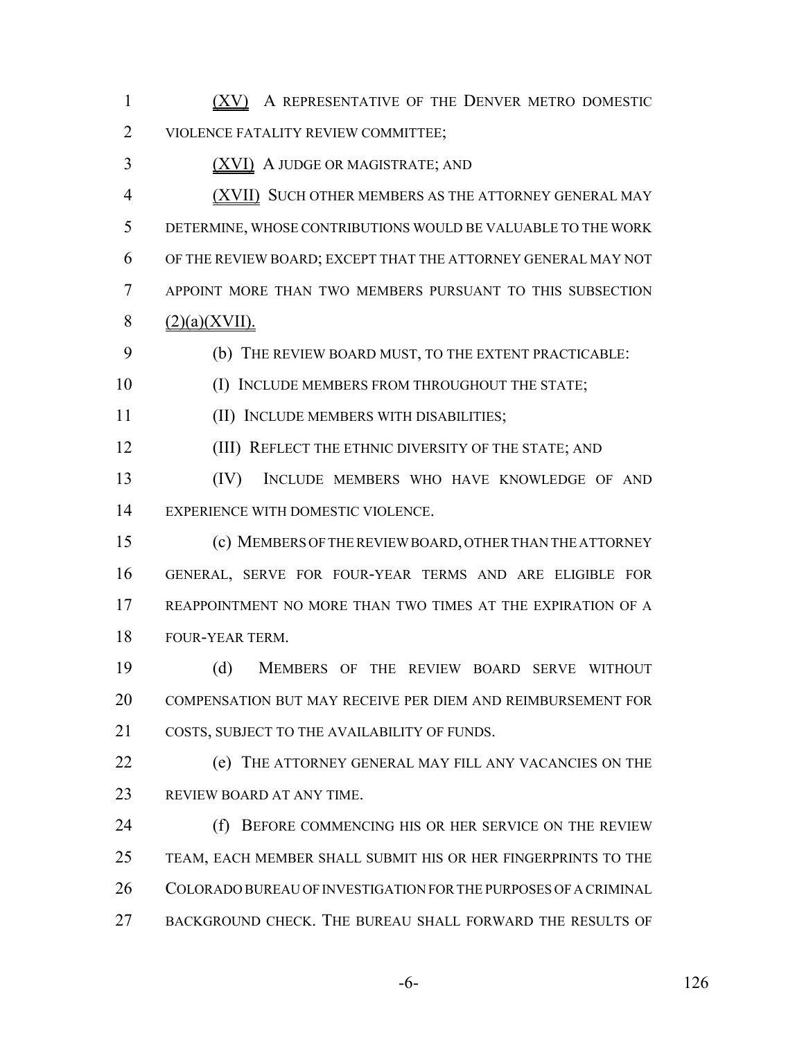(XV) A REPRESENTATIVE OF THE DENVER METRO DOMESTIC VIOLENCE FATALITY REVIEW COMMITTEE;

(XVI) A JUDGE OR MAGISTRATE; AND

(XVII) SUCH OTHER MEMBERS AS THE ATTORNEY GENERAL MAY DETERMINE, WHOSE CONTRIBUTIONS WOULD BE VALUABLE TO THE WORK OF THE REVIEW BOARD; EXCEPT THAT THE ATTORNEY GENERAL MAY NOT APPOINT MORE THAN TWO MEMBERS PURSUANT TO THIS SUBSECTION (2)(a)(XVII).

(b) THE REVIEW BOARD MUST, TO THE EXTENT PRACTICABLE:

(I) INCLUDE MEMBERS FROM THROUGHOUT THE STATE;

(II) INCLUDE MEMBERS WITH DISABILITIES;

(III) REFLECT THE ETHNIC DIVERSITY OF THE STATE; AND

(IV) INCLUDE MEMBERS WHO HAVE KNOWLEDGE OF AND EXPERIENCE WITH DOMESTIC VIOLENCE.

(c) MEMBERS OF THE REVIEW BOARD, OTHER THAN THE ATTORNEY GENERAL, SERVE FOR FOUR-YEAR TERMS AND ARE ELIGIBLE FOR REAPPOINTMENT NO MORE THAN TWO TIMES AT THE EXPIRATION OF A FOUR-YEAR TERM.

(d) MEMBERS OF THE REVIEW BOARD SERVE WITHOUT COMPENSATION BUT MAY RECEIVE PER DIEM AND REIMBURSEMENT FOR COSTS, SUBJECT TO THE AVAILABILITY OF FUNDS.

(e) THE ATTORNEY GENERAL MAY FILL ANY VACANCIES ON THE REVIEW BOARD AT ANY TIME.

(f) BEFORE COMMENCING HIS OR HER SERVICE ON THE REVIEW TEAM, EACH MEMBER SHALL SUBMIT HIS OR HER FINGERPRINTS TO THE COLORADO BUREAU OF INVESTIGATION FOR THE PURPOSES OF A CRIMINAL BACKGROUND CHECK. THE BUREAU SHALL FORWARD THE RESULTS OF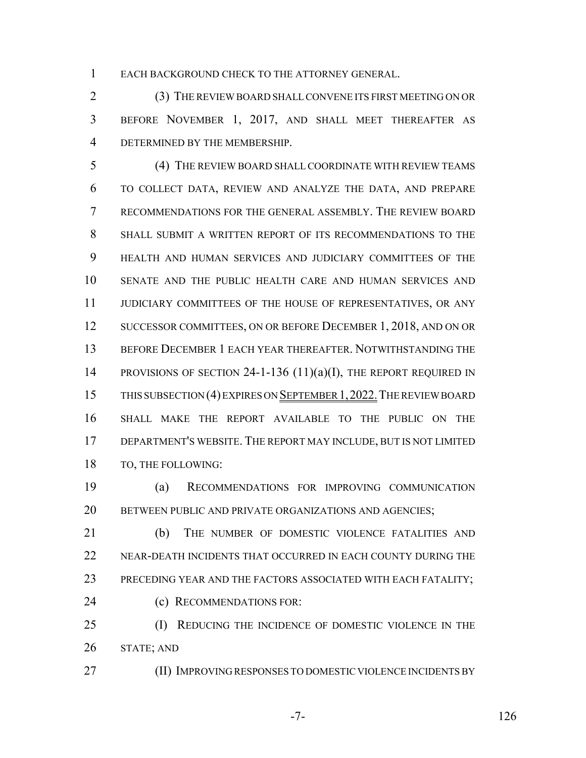EACH BACKGROUND CHECK TO THE ATTORNEY GENERAL.

(3) THE REVIEW BOARD SHALL CONVENE ITS FIRST MEETING ON OR BEFORE NOVEMBER 1, 2017, AND SHALL MEET THEREAFTER AS DETERMINED BY THE MEMBERSHIP.

(4) THE REVIEW BOARD SHALL COORDINATE WITH REVIEW TEAMS TO COLLECT DATA, REVIEW AND ANALYZE THE DATA, AND PREPARE RECOMMENDATIONS FOR THE GENERAL ASSEMBLY. THE REVIEW BOARD SHALL SUBMIT A WRITTEN REPORT OF ITS RECOMMENDATIONS TO THE HEALTH AND HUMAN SERVICES AND JUDICIARY COMMITTEES OF THE SENATE AND THE PUBLIC HEALTH CARE AND HUMAN SERVICES AND JUDICIARY COMMITTEES OF THE HOUSE OF REPRESENTATIVES, OR ANY SUCCESSOR COMMITTEES, ON OR BEFORE DECEMBER 1, 2018, AND ON OR BEFORE DECEMBER 1 EACH YEAR THEREAFTER. NOTWITHSTANDING THE PROVISIONS OF SECTION 24-1-136 (11)(a)(I), THE REPORT REQUIRED IN THIS SUBSECTION (4) EXPIRES ON SEPTEMBER 1, 2022. THE REVIEW BOARD SHALL MAKE THE REPORT AVAILABLE TO THE PUBLIC ON THE DEPARTMENT'S WEBSITE. THE REPORT MAY INCLUDE, BUT IS NOT LIMITED TO, THE FOLLOWING:

(a) RECOMMENDATIONS FOR IMPROVING COMMUNICATION BETWEEN PUBLIC AND PRIVATE ORGANIZATIONS AND AGENCIES;

(b) THE NUMBER OF DOMESTIC VIOLENCE FATALITIES AND NEAR-DEATH INCIDENTS THAT OCCURRED IN EACH COUNTY DURING THE PRECEDING YEAR AND THE FACTORS ASSOCIATED WITH EACH FATALITY;

(c) RECOMMENDATIONS FOR:

(I) REDUCING THE INCIDENCE OF DOMESTIC VIOLENCE IN THE STATE; AND

(II) IMPROVING RESPONSES TO DOMESTIC VIOLENCE INCIDENTS BY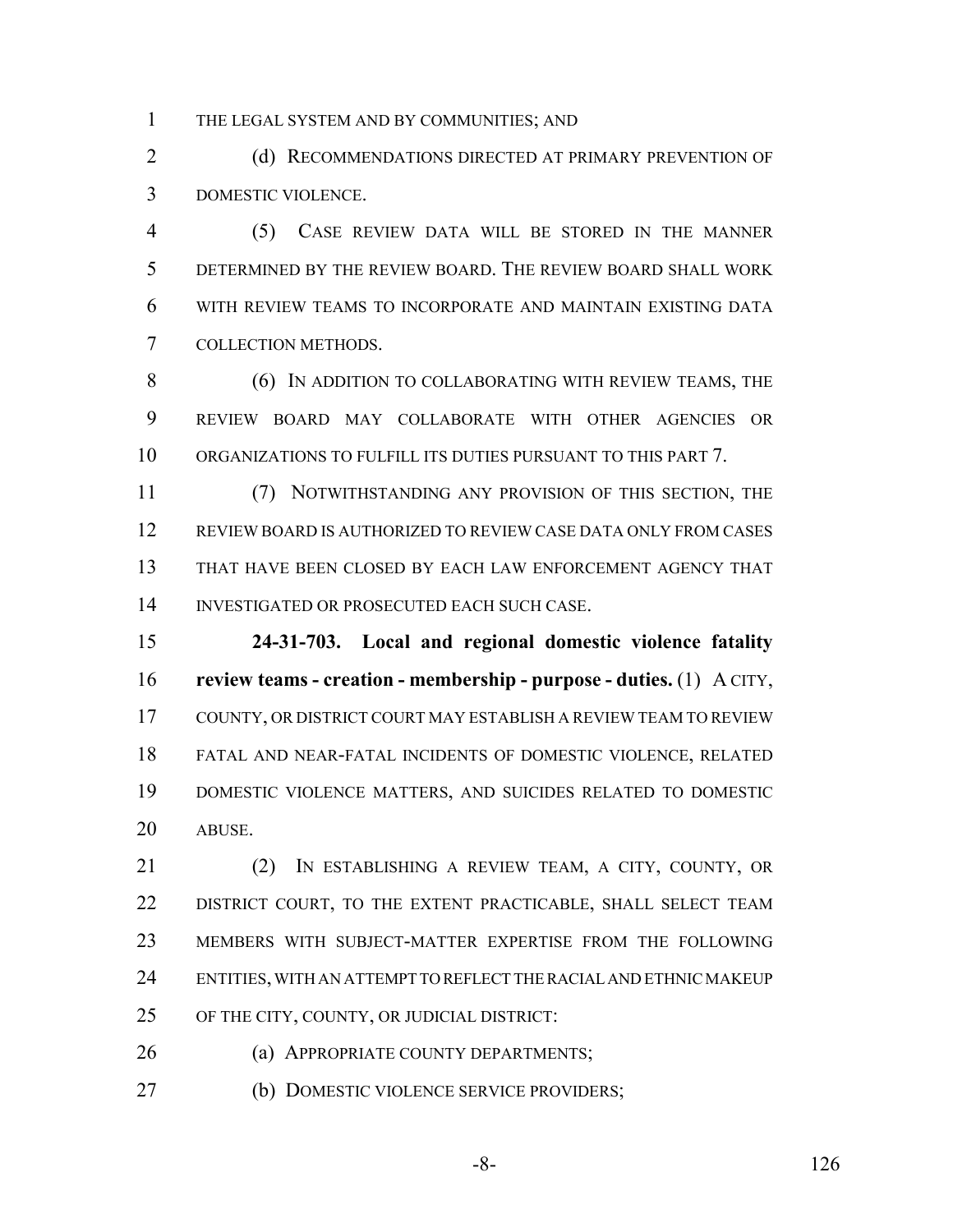THE LEGAL SYSTEM AND BY COMMUNITIES; AND

(d) RECOMMENDATIONS DIRECTED AT PRIMARY PREVENTION OF DOMESTIC VIOLENCE.

(5) CASE REVIEW DATA WILL BE STORED IN THE MANNER DETERMINED BY THE REVIEW BOARD. THE REVIEW BOARD SHALL WORK WITH REVIEW TEAMS TO INCORPORATE AND MAINTAIN EXISTING DATA COLLECTION METHODS.

(6) IN ADDITION TO COLLABORATING WITH REVIEW TEAMS, THE REVIEW BOARD MAY COLLABORATE WITH OTHER AGENCIES OR ORGANIZATIONS TO FULFILL ITS DUTIES PURSUANT TO THIS PART 7.

(7) NOTWITHSTANDING ANY PROVISION OF THIS SECTION, THE REVIEW BOARD IS AUTHORIZED TO REVIEW CASE DATA ONLY FROM CASES THAT HAVE BEEN CLOSED BY EACH LAW ENFORCEMENT AGENCY THAT INVESTIGATED OR PROSECUTED EACH SUCH CASE.

**24-31-703. Local and regional domestic violence fatality review teams - creation - membership - purpose - duties.** (1) A CITY, COUNTY, OR DISTRICT COURT MAY ESTABLISH A REVIEW TEAM TO REVIEW FATAL AND NEAR-FATAL INCIDENTS OF DOMESTIC VIOLENCE, RELATED DOMESTIC VIOLENCE MATTERS, AND SUICIDES RELATED TO DOMESTIC ABUSE.

(2) IN ESTABLISHING A REVIEW TEAM, A CITY, COUNTY, OR DISTRICT COURT, TO THE EXTENT PRACTICABLE, SHALL SELECT TEAM MEMBERS WITH SUBJECT-MATTER EXPERTISE FROM THE FOLLOWING ENTITIES, WITH AN ATTEMPT TO REFLECT THE RACIAL AND ETHNIC MAKEUP OF THE CITY, COUNTY, OR JUDICIAL DISTRICT:

(a) APPROPRIATE COUNTY DEPARTMENTS;

(b) DOMESTIC VIOLENCE SERVICE PROVIDERS;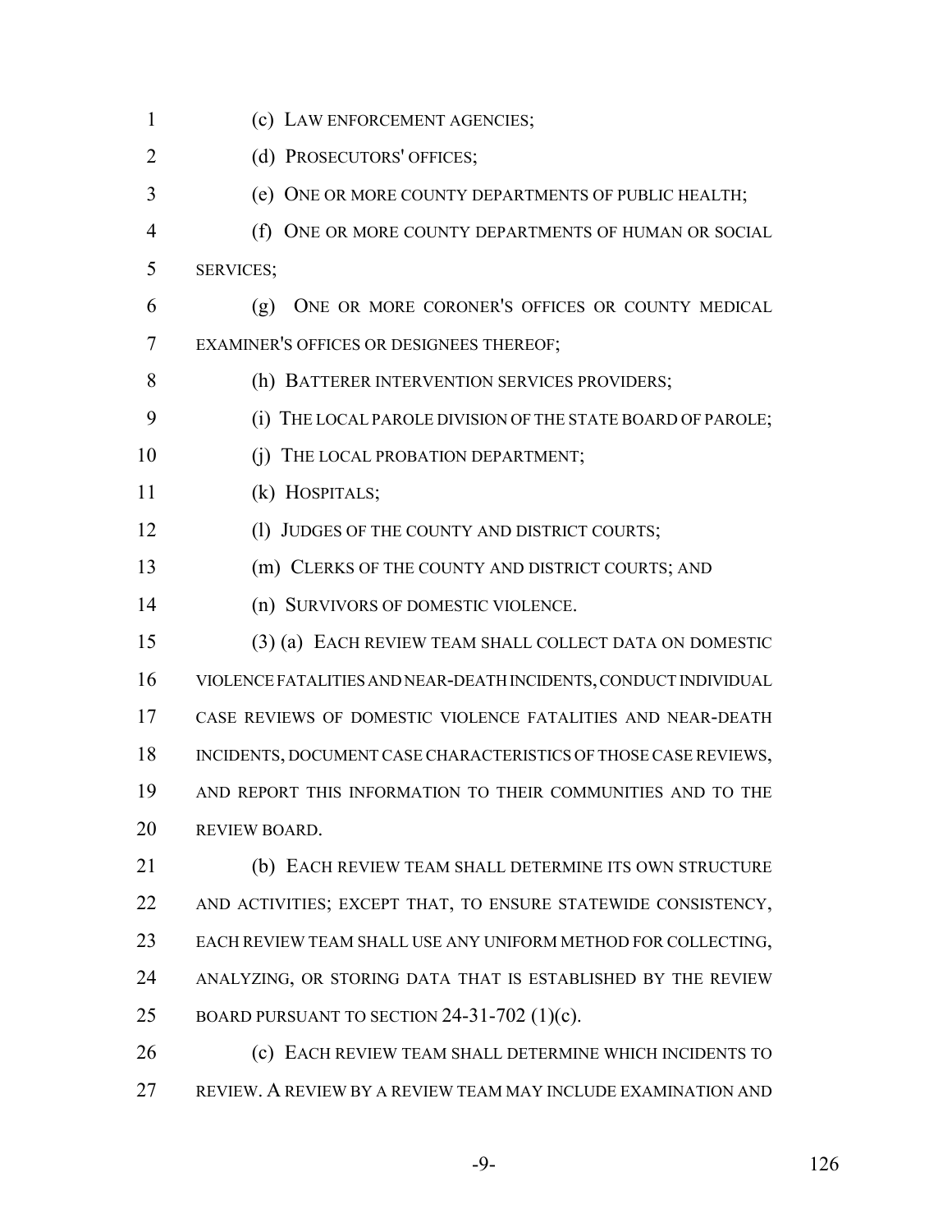(c) LAW ENFORCEMENT AGENCIES;

(d) PROSECUTORS' OFFICES;

(e) ONE OR MORE COUNTY DEPARTMENTS OF PUBLIC HEALTH;

(f) ONE OR MORE COUNTY DEPARTMENTS OF HUMAN OR SOCIAL SERVICES;

(g) ONE OR MORE CORONER'S OFFICES OR COUNTY MEDICAL EXAMINER'S OFFICES OR DESIGNEES THEREOF;

(h) BATTERER INTERVENTION SERVICES PROVIDERS;

(i) THE LOCAL PAROLE DIVISION OF THE STATE BOARD OF PAROLE;

(j) THE LOCAL PROBATION DEPARTMENT;

(k) HOSPITALS;

(l) JUDGES OF THE COUNTY AND DISTRICT COURTS;

(m) CLERKS OF THE COUNTY AND DISTRICT COURTS; AND

(n) SURVIVORS OF DOMESTIC VIOLENCE.

(3) (a) EACH REVIEW TEAM SHALL COLLECT DATA ON DOMESTIC VIOLENCE FATALITIES AND NEAR-DEATH INCIDENTS, CONDUCT INDIVIDUAL CASE REVIEWS OF DOMESTIC VIOLENCE FATALITIES AND NEAR-DEATH INCIDENTS, DOCUMENT CASE CHARACTERISTICS OF THOSE CASE REVIEWS, AND REPORT THIS INFORMATION TO THEIR COMMUNITIES AND TO THE REVIEW BOARD.

(b) EACH REVIEW TEAM SHALL DETERMINE ITS OWN STRUCTURE AND ACTIVITIES; EXCEPT THAT, TO ENSURE STATEWIDE CONSISTENCY, EACH REVIEW TEAM SHALL USE ANY UNIFORM METHOD FOR COLLECTING, ANALYZING, OR STORING DATA THAT IS ESTABLISHED BY THE REVIEW BOARD PURSUANT TO SECTION 24-31-702 (1)(c).

(c) EACH REVIEW TEAM SHALL DETERMINE WHICH INCIDENTS TO REVIEW. A REVIEW BY A REVIEW TEAM MAY INCLUDE EXAMINATION AND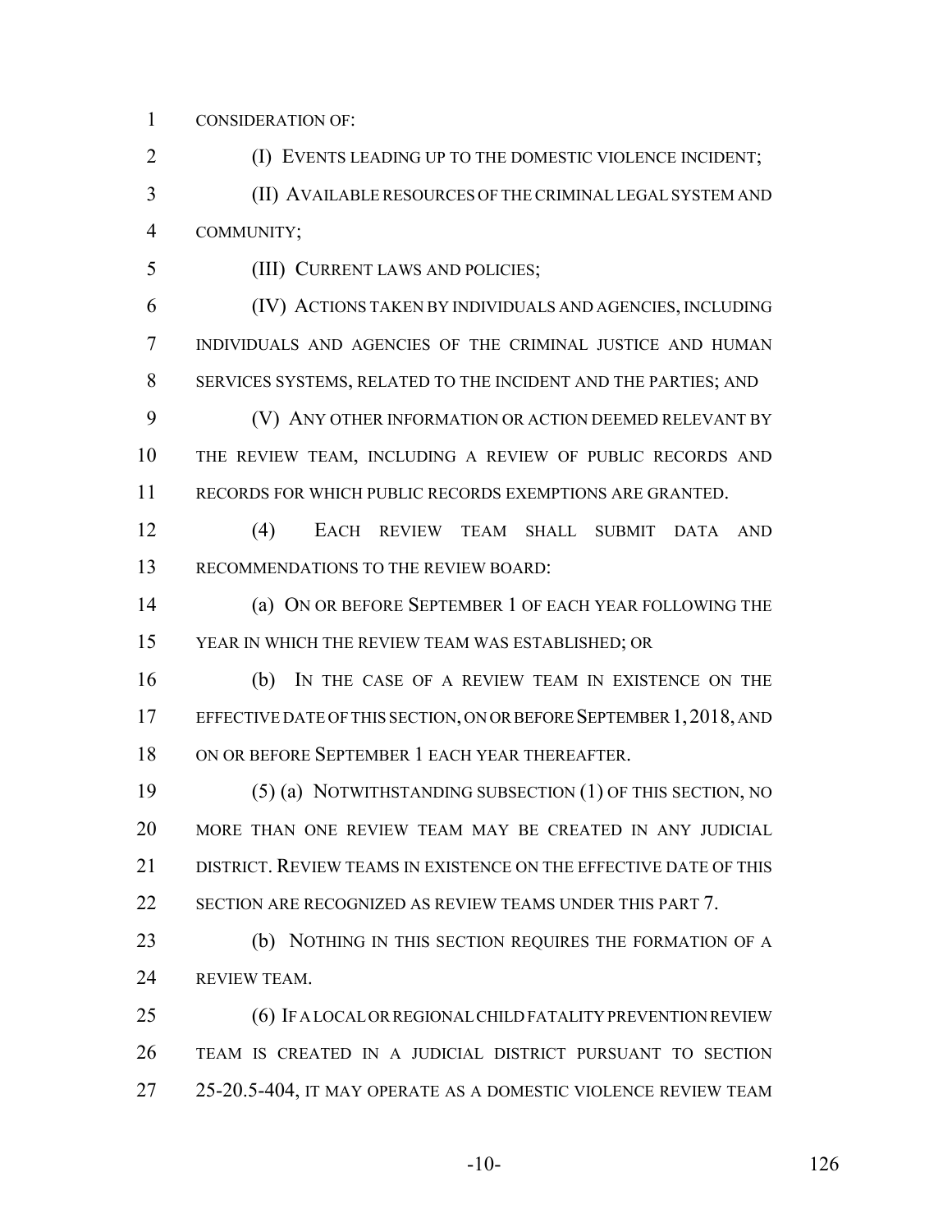CONSIDERATION OF:

(I) EVENTS LEADING UP TO THE DOMESTIC VIOLENCE INCIDENT;

(II) AVAILABLE RESOURCES OF THE CRIMINAL LEGAL SYSTEM AND COMMUNITY;

(III) CURRENT LAWS AND POLICIES;

(IV) ACTIONS TAKEN BY INDIVIDUALS AND AGENCIES, INCLUDING INDIVIDUALS AND AGENCIES OF THE CRIMINAL JUSTICE AND HUMAN SERVICES SYSTEMS, RELATED TO THE INCIDENT AND THE PARTIES; AND

(V) ANY OTHER INFORMATION OR ACTION DEEMED RELEVANT BY THE REVIEW TEAM, INCLUDING A REVIEW OF PUBLIC RECORDS AND RECORDS FOR WHICH PUBLIC RECORDS EXEMPTIONS ARE GRANTED.

(4) EACH REVIEW TEAM SHALL SUBMIT DATA AND RECOMMENDATIONS TO THE REVIEW BOARD:

(a) ON OR BEFORE SEPTEMBER 1 OF EACH YEAR FOLLOWING THE YEAR IN WHICH THE REVIEW TEAM WAS ESTABLISHED; OR

(b) IN THE CASE OF A REVIEW TEAM IN EXISTENCE ON THE EFFECTIVE DATE OF THIS SECTION, ON OR BEFORE SEPTEMBER 1, 2018, AND ON OR BEFORE SEPTEMBER 1 EACH YEAR THEREAFTER.

(5) (a) NOTWITHSTANDING SUBSECTION (1) OF THIS SECTION, NO MORE THAN ONE REVIEW TEAM MAY BE CREATED IN ANY JUDICIAL DISTRICT. REVIEW TEAMS IN EXISTENCE ON THE EFFECTIVE DATE OF THIS SECTION ARE RECOGNIZED AS REVIEW TEAMS UNDER THIS PART 7.

(b) NOTHING IN THIS SECTION REQUIRES THE FORMATION OF A REVIEW TEAM.

(6) IF A LOCAL OR REGIONAL CHILD FATALITY PREVENTION REVIEW TEAM IS CREATED IN A JUDICIAL DISTRICT PURSUANT TO SECTION 25-20.5-404, IT MAY OPERATE AS A DOMESTIC VIOLENCE REVIEW TEAM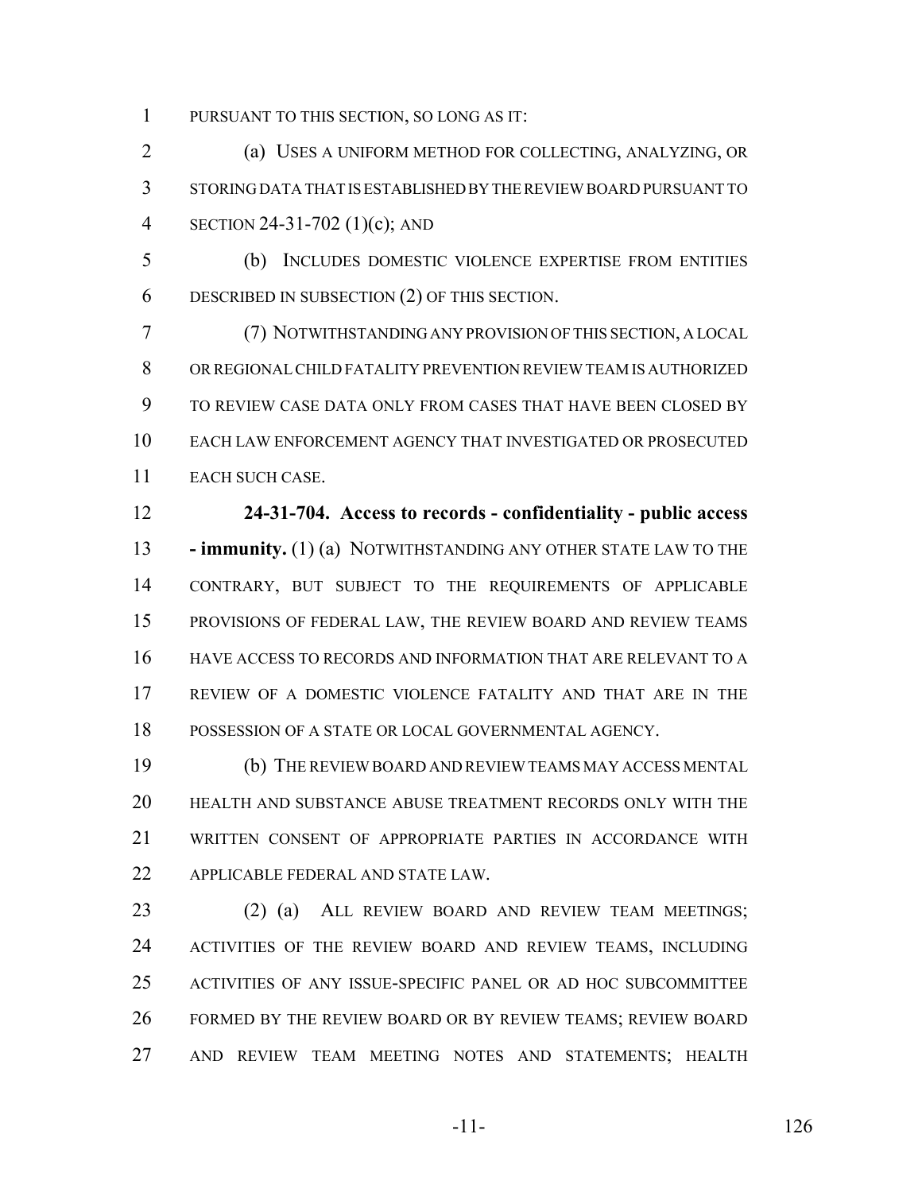PURSUANT TO THIS SECTION, SO LONG AS IT:

(a) USES A UNIFORM METHOD FOR COLLECTING, ANALYZING, OR STORING DATA THAT IS ESTABLISHED BY THE REVIEW BOARD PURSUANT TO SECTION 24-31-702 (1)(c); AND

(b) INCLUDES DOMESTIC VIOLENCE EXPERTISE FROM ENTITIES DESCRIBED IN SUBSECTION (2) OF THIS SECTION.

(7) NOTWITHSTANDING ANY PROVISION OF THIS SECTION, A LOCAL OR REGIONAL CHILD FATALITY PREVENTION REVIEW TEAM IS AUTHORIZED TO REVIEW CASE DATA ONLY FROM CASES THAT HAVE BEEN CLOSED BY EACH LAW ENFORCEMENT AGENCY THAT INVESTIGATED OR PROSECUTED EACH SUCH CASE.

**24-31-704. Access to records - confidentiality - public access - immunity.** (1) (a) NOTWITHSTANDING ANY OTHER STATE LAW TO THE CONTRARY, BUT SUBJECT TO THE REQUIREMENTS OF APPLICABLE PROVISIONS OF FEDERAL LAW, THE REVIEW BOARD AND REVIEW TEAMS HAVE ACCESS TO RECORDS AND INFORMATION THAT ARE RELEVANT TO A REVIEW OF A DOMESTIC VIOLENCE FATALITY AND THAT ARE IN THE POSSESSION OF A STATE OR LOCAL GOVERNMENTAL AGENCY.

(b) THE REVIEW BOARD AND REVIEW TEAMS MAY ACCESS MENTAL HEALTH AND SUBSTANCE ABUSE TREATMENT RECORDS ONLY WITH THE WRITTEN CONSENT OF APPROPRIATE PARTIES IN ACCORDANCE WITH APPLICABLE FEDERAL AND STATE LAW.

(2) (a) ALL REVIEW BOARD AND REVIEW TEAM MEETINGS; ACTIVITIES OF THE REVIEW BOARD AND REVIEW TEAMS, INCLUDING ACTIVITIES OF ANY ISSUE-SPECIFIC PANEL OR AD HOC SUBCOMMITTEE FORMED BY THE REVIEW BOARD OR BY REVIEW TEAMS; REVIEW BOARD AND REVIEW TEAM MEETING NOTES AND STATEMENTS; HEALTH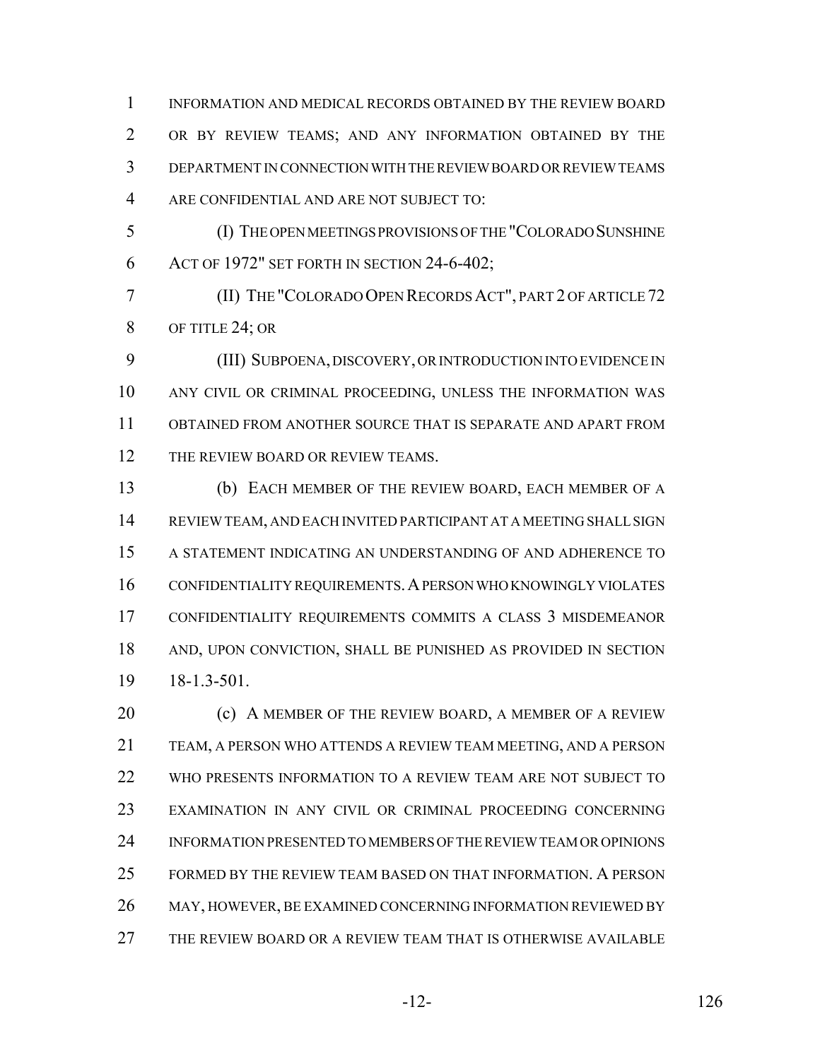INFORMATION AND MEDICAL RECORDS OBTAINED BY THE REVIEW BOARD OR BY REVIEW TEAMS; AND ANY INFORMATION OBTAINED BY THE DEPARTMENT IN CONNECTION WITH THE REVIEW BOARD OR REVIEW TEAMS ARE CONFIDENTIAL AND ARE NOT SUBJECT TO:

(I) THE OPEN MEETINGS PROVISIONS OF THE "COLORADO SUNSHINE ACT OF 1972" SET FORTH IN SECTION 24-6-402;

(II) THE "COLORADO OPEN RECORDS ACT", PART 2 OF ARTICLE 72 OF TITLE 24; OR

(III) SUBPOENA, DISCOVERY, OR INTRODUCTION INTO EVIDENCE IN ANY CIVIL OR CRIMINAL PROCEEDING, UNLESS THE INFORMATION WAS OBTAINED FROM ANOTHER SOURCE THAT IS SEPARATE AND APART FROM THE REVIEW BOARD OR REVIEW TEAMS.

(b) EACH MEMBER OF THE REVIEW BOARD, EACH MEMBER OF A REVIEW TEAM, AND EACH INVITED PARTICIPANT AT A MEETING SHALL SIGN A STATEMENT INDICATING AN UNDERSTANDING OF AND ADHERENCE TO CONFIDENTIALITY REQUIREMENTS. A PERSON WHO KNOWINGLY VIOLATES CONFIDENTIALITY REQUIREMENTS COMMITS A CLASS 3 MISDEMEANOR AND, UPON CONVICTION, SHALL BE PUNISHED AS PROVIDED IN SECTION 18-1.3-501.

(c) A MEMBER OF THE REVIEW BOARD, A MEMBER OF A REVIEW TEAM, A PERSON WHO ATTENDS A REVIEW TEAM MEETING, AND A PERSON WHO PRESENTS INFORMATION TO A REVIEW TEAM ARE NOT SUBJECT TO EXAMINATION IN ANY CIVIL OR CRIMINAL PROCEEDING CONCERNING INFORMATION PRESENTED TO MEMBERS OF THE REVIEW TEAM OR OPINIONS FORMED BY THE REVIEW TEAM BASED ON THAT INFORMATION. A PERSON MAY, HOWEVER, BE EXAMINED CONCERNING INFORMATION REVIEWED BY THE REVIEW BOARD OR A REVIEW TEAM THAT IS OTHERWISE AVAILABLE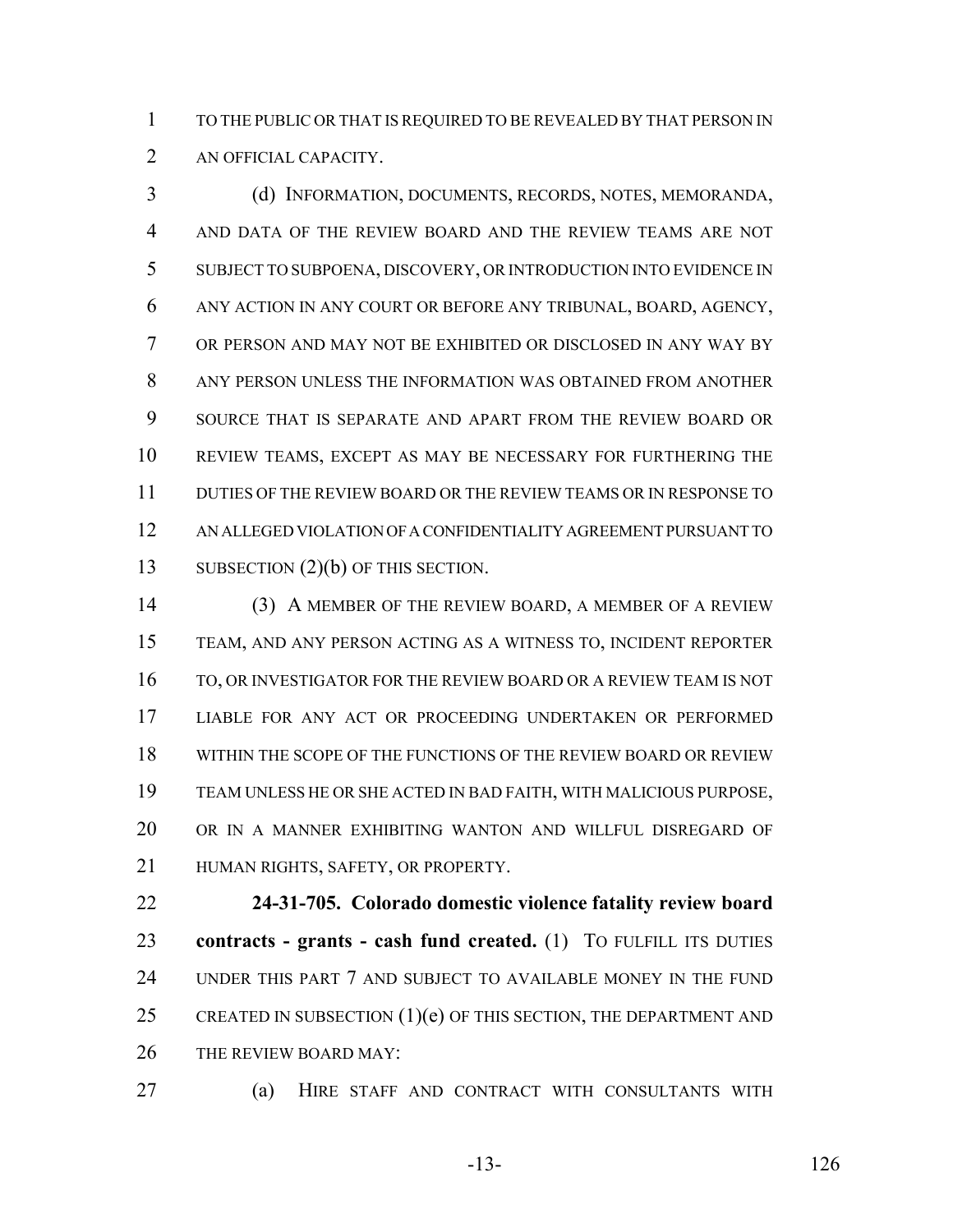TO THE PUBLIC OR THAT IS REQUIRED TO BE REVEALED BY THAT PERSON IN AN OFFICIAL CAPACITY.

(d) INFORMATION, DOCUMENTS, RECORDS, NOTES, MEMORANDA, AND DATA OF THE REVIEW BOARD AND THE REVIEW TEAMS ARE NOT SUBJECT TO SUBPOENA, DISCOVERY, OR INTRODUCTION INTO EVIDENCE IN ANY ACTION IN ANY COURT OR BEFORE ANY TRIBUNAL, BOARD, AGENCY, OR PERSON AND MAY NOT BE EXHIBITED OR DISCLOSED IN ANY WAY BY ANY PERSON UNLESS THE INFORMATION WAS OBTAINED FROM ANOTHER SOURCE THAT IS SEPARATE AND APART FROM THE REVIEW BOARD OR REVIEW TEAMS, EXCEPT AS MAY BE NECESSARY FOR FURTHERING THE DUTIES OF THE REVIEW BOARD OR THE REVIEW TEAMS OR IN RESPONSE TO AN ALLEGED VIOLATION OF A CONFIDENTIALITY AGREEMENT PURSUANT TO SUBSECTION (2)(b) OF THIS SECTION.

(3) A MEMBER OF THE REVIEW BOARD, A MEMBER OF A REVIEW TEAM, AND ANY PERSON ACTING AS A WITNESS TO, INCIDENT REPORTER TO, OR INVESTIGATOR FOR THE REVIEW BOARD OR A REVIEW TEAM IS NOT LIABLE FOR ANY ACT OR PROCEEDING UNDERTAKEN OR PERFORMED WITHIN THE SCOPE OF THE FUNCTIONS OF THE REVIEW BOARD OR REVIEW TEAM UNLESS HE OR SHE ACTED IN BAD FAITH, WITH MALICIOUS PURPOSE, OR IN A MANNER EXHIBITING WANTON AND WILLFUL DISREGARD OF HUMAN RIGHTS, SAFETY, OR PROPERTY.

**24-31-705. Colorado domestic violence fatality review board contracts - grants - cash fund created.** (1) TO FULFILL ITS DUTIES UNDER THIS PART 7 AND SUBJECT TO AVAILABLE MONEY IN THE FUND CREATED IN SUBSECTION (1)(e) OF THIS SECTION, THE DEPARTMENT AND THE REVIEW BOARD MAY:

(a) HIRE STAFF AND CONTRACT WITH CONSULTANTS WITH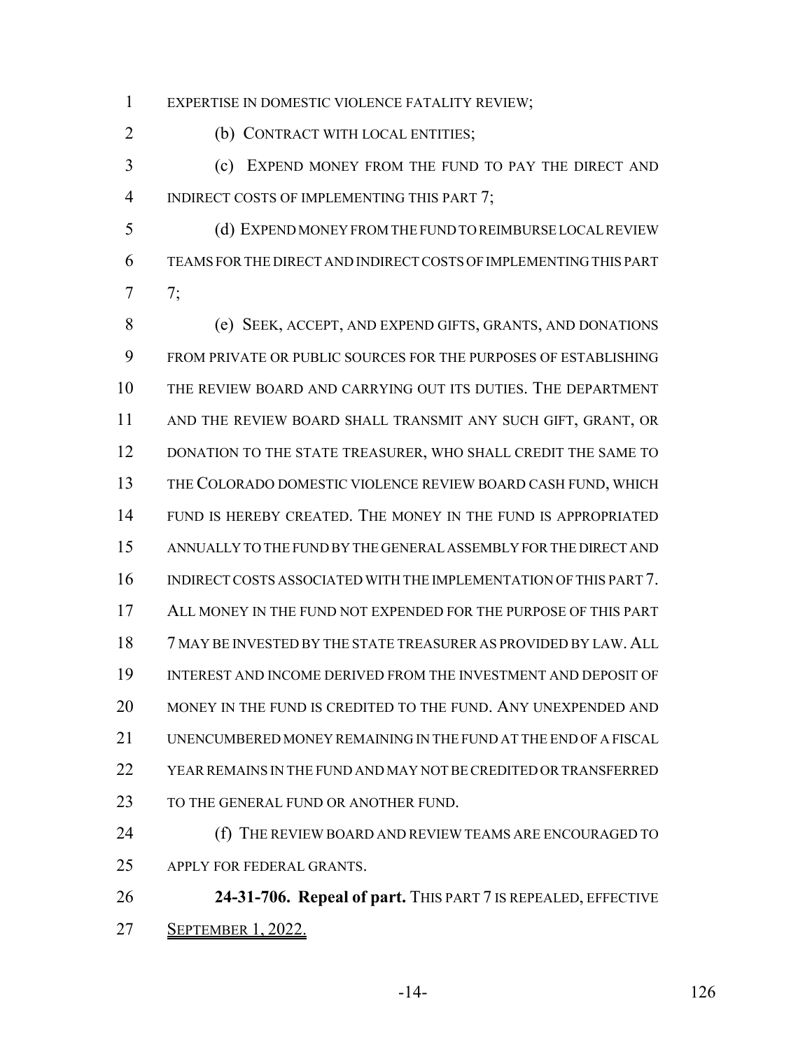EXPERTISE IN DOMESTIC VIOLENCE FATALITY REVIEW;

(b) CONTRACT WITH LOCAL ENTITIES;

(c) EXPEND MONEY FROM THE FUND TO PAY THE DIRECT AND INDIRECT COSTS OF IMPLEMENTING THIS PART 7;

(d) EXPEND MONEY FROM THE FUND TO REIMBURSE LOCAL REVIEW TEAMS FOR THE DIRECT AND INDIRECT COSTS OF IMPLEMENTING THIS PART 7;

(e) SEEK, ACCEPT, AND EXPEND GIFTS, GRANTS, AND DONATIONS FROM PRIVATE OR PUBLIC SOURCES FOR THE PURPOSES OF ESTABLISHING THE REVIEW BOARD AND CARRYING OUT ITS DUTIES. THE DEPARTMENT AND THE REVIEW BOARD SHALL TRANSMIT ANY SUCH GIFT, GRANT, OR DONATION TO THE STATE TREASURER, WHO SHALL CREDIT THE SAME TO THE COLORADO DOMESTIC VIOLENCE REVIEW BOARD CASH FUND, WHICH FUND IS HEREBY CREATED. THE MONEY IN THE FUND IS APPROPRIATED ANNUALLY TO THE FUND BY THE GENERAL ASSEMBLY FOR THE DIRECT AND INDIRECT COSTS ASSOCIATED WITH THE IMPLEMENTATION OF THIS PART 7. ALL MONEY IN THE FUND NOT EXPENDED FOR THE PURPOSE OF THIS PART 7 MAY BE INVESTED BY THE STATE TREASURER AS PROVIDED BY LAW. ALL INTEREST AND INCOME DERIVED FROM THE INVESTMENT AND DEPOSIT OF MONEY IN THE FUND IS CREDITED TO THE FUND. ANY UNEXPENDED AND UNENCUMBERED MONEY REMAINING IN THE FUND AT THE END OF A FISCAL YEAR REMAINS IN THE FUND AND MAY NOT BE CREDITED OR TRANSFERRED TO THE GENERAL FUND OR ANOTHER FUND.

(f) THE REVIEW BOARD AND REVIEW TEAMS ARE ENCOURAGED TO APPLY FOR FEDERAL GRANTS.

**24-31-706. Repeal of part.** THIS PART 7 IS REPEALED, EFFECTIVE SEPTEMBER 1, 2022.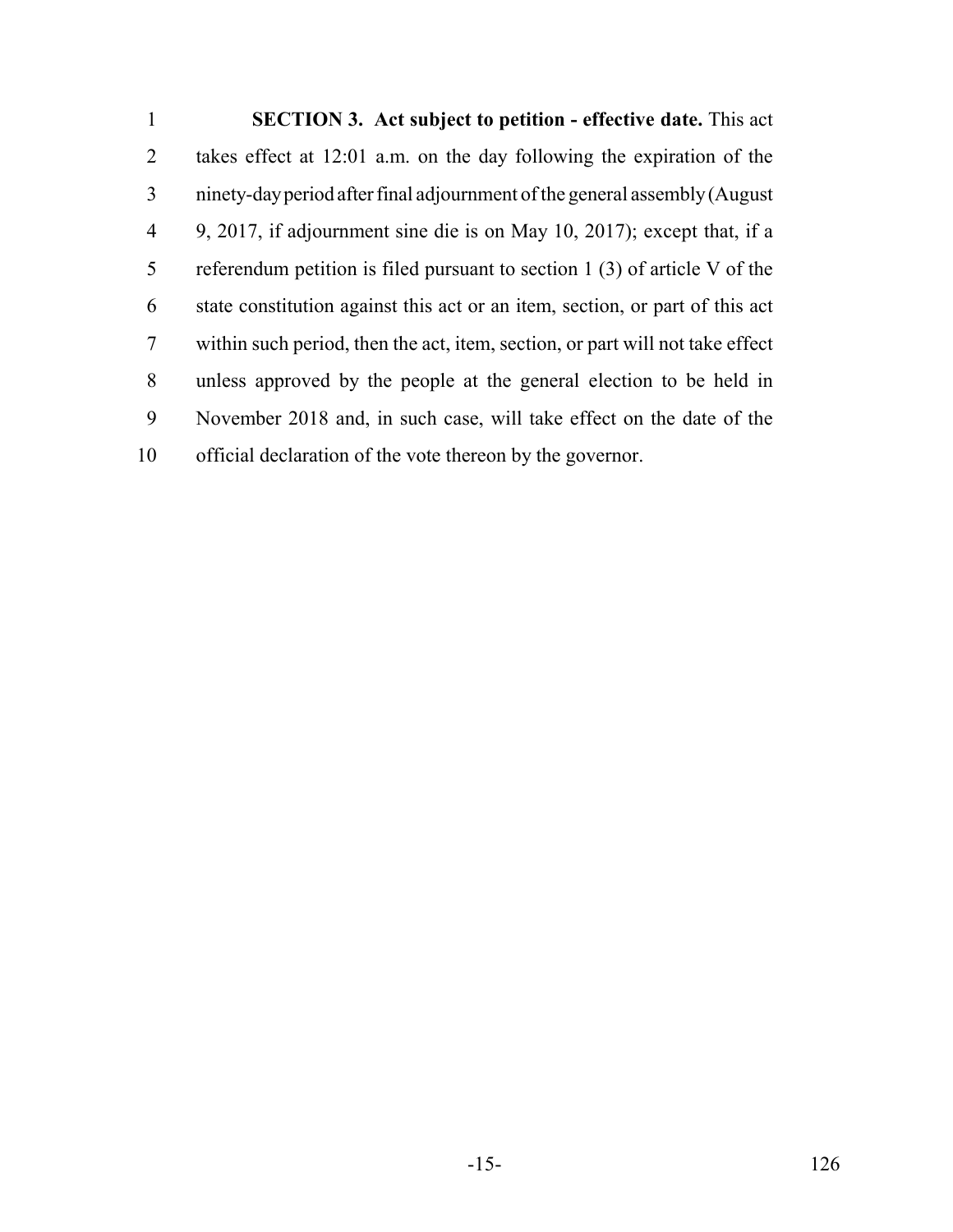**SECTION 3. Act subject to petition - effective date.** This act takes effect at 12:01 a.m. on the day following the expiration of the ninety-day period after final adjournment of the general assembly (August 9, 2017, if adjournment sine die is on May 10, 2017); except that, if a referendum petition is filed pursuant to section 1 (3) of article V of the state constitution against this act or an item, section, or part of this act within such period, then the act, item, section, or part will not take effect unless approved by the people at the general election to be held in November 2018 and, in such case, will take effect on the date of the official declaration of the vote thereon by the governor.